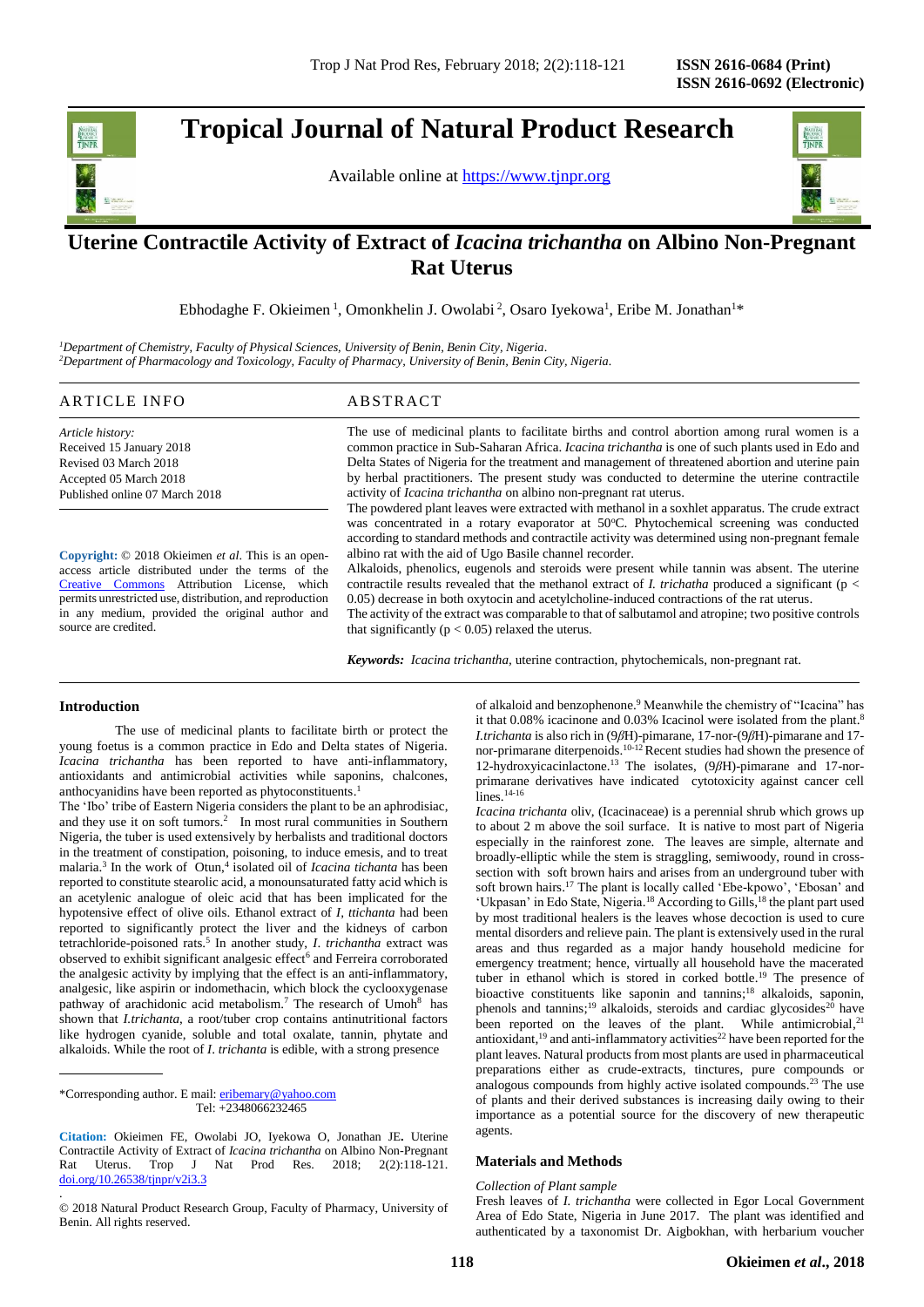# Tropical Journal of Natural Product Research

Available online at https://www.tjnpr.org

## Uterine Contractile Activity of Extract of *Icacina trichantha* on Albino Non-Pregnant Rat Uterus

Ebhodaghe F. Okieimen [1], Omonkhelin J. Owolabi [2], Osaro Iyekowa[1], Eribe M. Jonathan[1]*

[1]*Department of Chemistry, Faculty of Physical Sciences, University of Benin, Benin City, Nigeria.*
[2]*Department of Pharmacology and Toxicology, Faculty of Pharmacy, University of Benin, Benin City, Nigeria.*

### ARTICLE INFO

*Article history:*
Received 15 January 2018
Revised 03 March 2018
Accepted 05 March 2018
Published online 07 March 2018

**Copyright:** © 2018 Okieimen *et al*. This is an open-access article distributed under the terms of the Creative Commons Attribution License, which permits unrestricted use, distribution, and reproduction in any medium, provided the original author and source are credited.

### ABSTRACT

The use of medicinal plants to facilitate births and control abortion among rural women is a common practice in Sub-Saharan Africa. *Icacina trichantha* is one of such plants used in Edo and Delta States of Nigeria for the treatment and management of threatened abortion and uterine pain by herbal practitioners. The present study was conducted to determine the uterine contractile activity of *Icacina trichantha* on albino non-pregnant rat uterus.
The powdered plant leaves were extracted with methanol in a soxhlet apparatus. The crude extract was concentrated in a rotary evaporator at 50°C. Phytochemical screening was conducted according to standard methods and contractile activity was determined using non-pregnant female albino rat with the aid of Ugo Basile channel recorder.
Alkaloids, phenolics, eugenols and steroids were present while tannin was absent. The uterine contractile results revealed that the methanol extract of *I. trichatha* produced a significant ($p < 0.05$) decrease in both oxytocin and acetylcholine-induced contractions of the rat uterus.
The activity of the extract was comparable to that of salbutamol and atropine; two positive controls that significantly ($p < 0.05$) relaxed the uterus.

***Keywords:*** *Icacina trichantha*, uterine contraction, phytochemicals, non-pregnant rat.

## Introduction

The use of medicinal plants to facilitate birth or protect the young foetus is a common practice in Edo and Delta states of Nigeria. *Icacina trichantha* has been reported to have anti-inflammatory, antioxidants and antimicrobial activities while saponins, chalcones, anthocyanidins have been reported as phytoconstituents.[1]
The 'Ibo' tribe of Eastern Nigeria considers the plant to be an aphrodisiac, and they use it on soft tumors.[2] In most rural communities in Southern Nigeria, the tuber is used extensively by herbalists and traditional doctors in the treatment of constipation, poisoning, to induce emesis, and to treat malaria.[3] In the work of Otun,[4] isolated oil of *Icacina tichanta* has been reported to constitute stearolic acid, a monounsaturated fatty acid which is an acetylenic analogue of oleic acid that has been implicated for the hypotensive effect of olive oils. Ethanol extract of *I, ttichanta* had been reported to significantly protect the liver and the kidneys of carbon tetrachloride-poisoned rats.[5] In another study, *I. trichantha* extract was observed to exhibit significant analgesic effect[6] and Ferreira corroborated the analgesic activity by implying that the effect is an anti-inflammatory, analgesic, like aspirin or indomethacin, which block the cyclooxygenase pathway of arachidonic acid metabolism.[7] The research of Umoh[8] has shown that *I.trichanta*, a root/tuber crop contains antinutritional factors like hydrogen cyanide, soluble and total oxalate, tannin, phytate and alkaloids. While the root of *I. trichanta* is edible, with a strong presence of alkaloid and benzophenone.[9] Meanwhile the chemistry of "Icacina" has it that 0.08% icacinone and 0.03% Icacinol were isolated from the plant.[8] *I.trichanta* is also rich in (9*β*H)-pimarane, 17-nor-(9*β*H)-pimarane and 17-nor-primarane diterpenoids.[10-12] Recent studies had shown the presence of 12-hydroxyicacinlactone.[13] The isolates, (9*β*H)-pimarane and 17-nor-primarane derivatives have indicated cytotoxicity against cancer cell lines.[14-16]

*Icacina trichantha* oliv, (Icacinaceae) is a perennial shrub which grows up to about 2 m above the soil surface. It is native to most part of Nigeria especially in the rainforest zone. The leaves are simple, alternate and broadly-elliptic while the stem is straggling, semiwoody, round in cross-section with soft brown hairs and arises from an underground tuber with soft brown hairs.[17] The plant is locally called 'Ebe-kpowo', 'Ebosan' and 'Ukpasan' in Edo State, Nigeria.[18] According to Gills,[18] the plant part used by most traditional healers is the leaves whose decoction is used to cure mental disorders and relieve pain. The plant is extensively used in the rural areas and thus regarded as a major handy household medicine for emergency treatment; hence, virtually all household have the macerated tuber in ethanol which is stored in corked bottle.[19] The presence of bioactive constituents like saponin and tannins;[18] alkaloids, saponin, phenols and tannins;[19] alkaloids, steroids and cardiac glycosides[20] have been reported on the leaves of the plant. While antimicrobial,[21] antioxidant,[19] and anti-inflammatory activities[22] have been reported for the plant leaves. Natural products from most plants are used in pharmaceutical preparations either as crude-extracts, tinctures, pure compounds or analogous compounds from highly active isolated compounds.[23] The use of plants and their derived substances is increasing daily owing to their importance as a potential source for the discovery of new therapeutic agents.

## Materials and Methods

*Collection of Plant sample*

Fresh leaves of *I. trichantha* were collected in Egor Local Government Area of Edo State, Nigeria in June 2017. The plant was identified and authenticated by a taxonomist Dr. Aigbokhan, with herbarium voucher

\*Corresponding author. E mail: eribemary@yahoo.com
Tel: +2348066232465

**Citation:** Okieimen FE, Owolabi JO, Iyekowa O, Jonathan JE**.** Uterine Contractile Activity of Extract of *Icacina trichantha* on Albino Non-Pregnant Rat Uterus. Trop J Nat Prod Res. 2018; 2(2):118-121. doi.org/10.26538/tjnpr/v2i3.3

© 2018 Natural Product Research Group, Faculty of Pharmacy, University of Benin. All rights reserved.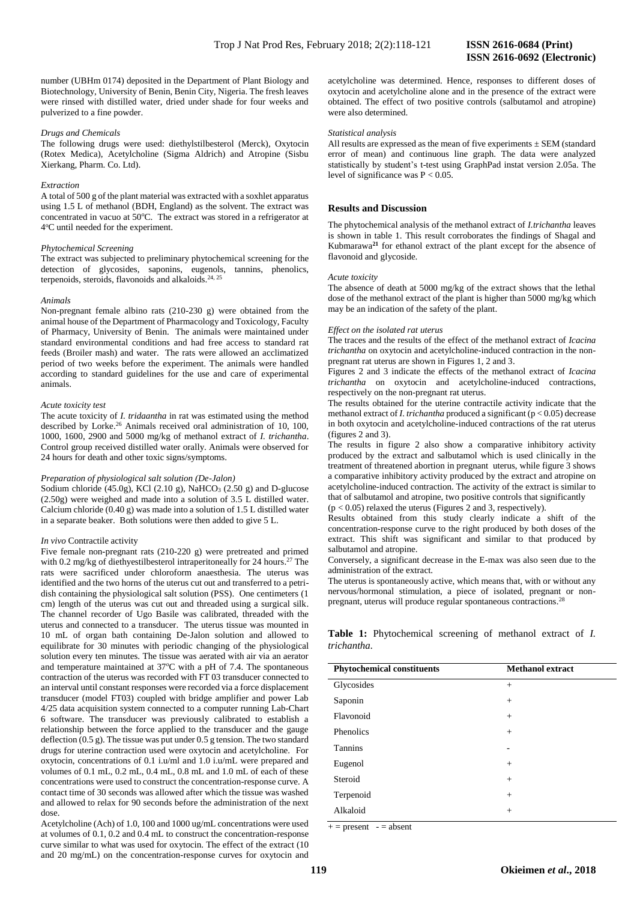number (UBHm 0174) deposited in the Department of Plant Biology and Biotechnology, University of Benin, Benin City, Nigeria. The fresh leaves were rinsed with distilled water, dried under shade for four weeks and pulverized to a fine powder.

*Drugs and Chemicals*

The following drugs were used: diethylstilbesterol (Merck), Oxytocin (Rotex Medica), Acetylcholine (Sigma Aldrich) and Atropine (Sisbu Xierkang, Pharm. Co. Ltd).

*Extraction*

A total of 500 g of the plant material was extracted with a soxhlet apparatus using 1.5 L of methanol (BDH, England) as the solvent. The extract was concentrated in vacuo at 50°C. The extract was stored in a refrigerator at 4°C until needed for the experiment.

*Phytochemical Screening*

The extract was subjected to preliminary phytochemical screening for the detection of glycosides, saponins, eugenols, tannins, phenolics, terpenoids, steroids, flavonoids and alkaloids.[24, 25]

*Animals*

Non-pregnant female albino rats (210-230 g) were obtained from the animal house of the Department of Pharmacology and Toxicology, Faculty of Pharmacy, University of Benin. The animals were maintained under standard environmental conditions and had free access to standard rat feeds (Broiler mash) and water. The rats were allowed an acclimatized period of two weeks before the experiment. The animals were handled according to standard guidelines for the use and care of experimental animals.

*Acute toxicity test*

The acute toxicity of *I. tridaantha* in rat was estimated using the method described by Lorke.[26] Animals received oral administration of 10, 100, 1000, 1600, 2900 and 5000 mg/kg of methanol extract of *I. trichantha*. Control group received distilled water orally. Animals were observed for 24 hours for death and other toxic signs/symptoms.

*Preparation of physiological salt solution (De-Jalon)*

Sodium chloride (45.0g), KCl (2.10 g), $NaHCO_3$ (2.50 g) and D-glucose (2.50g) were weighed and made into a solution of 3.5 L distilled water. Calcium chloride (0.40 g) was made into a solution of 1.5 L distilled water in a separate beaker. Both solutions were then added to give 5 L.

*In vivo* Contractile activity

Five female non-pregnant rats (210-220 g) were pretreated and primed with 0.2 mg/kg of diethyestilbesterol intraperitoneally for 24 hours.[27] The rats were sacrificed under chloroform anaesthesia. The uterus was identified and the two horns of the uterus cut out and transferred to a petri-dish containing the physiological salt solution (PSS). One centimeters (1 cm) length of the uterus was cut out and threaded using a surgical silk. The channel recorder of Ugo Basile was calibrated, threaded with the uterus and connected to a transducer. The uterus tissue was mounted in 10 mL of organ bath containing De-Jalon solution and allowed to equilibrate for 30 minutes with periodic changing of the physiological solution every ten minutes. The tissue was aerated with air via an aerator and temperature maintained at 37°C with a pH of 7.4. The spontaneous contraction of the uterus was recorded with FT 03 transducer connected to an interval until constant responses were recorded via a force displacement transducer (model FT03) coupled with bridge amplifier and power Lab 4/25 data acquisition system connected to a computer running Lab-Chart 6 software. The transducer was previously calibrated to establish a relationship between the force applied to the transducer and the gauge deflection (0.5 g). The tissue was put under 0.5 g tension. The two standard drugs for uterine contraction used were oxytocin and acetylcholine. For oxytocin, concentrations of 0.1 i.u/ml and 1.0 i.u/mL were prepared and volumes of 0.1 mL, 0.2 mL, 0.4 mL, 0.8 mL and 1.0 mL of each of these concentrations were used to construct the concentration-response curve. A contact time of 30 seconds was allowed after which the tissue was washed and allowed to relax for 90 seconds before the administration of the next dose.

Acetylcholine (Ach) of 1.0, 100 and 1000 ug/mL concentrations were used at volumes of 0.1, 0.2 and 0.4 mL to construct the concentration-response curve similar to what was used for oxytocin. The effect of the extract (10 and 20 mg/mL) on the concentration-response curves for oxytocin and acetylcholine was determined. Hence, responses to different doses of oxytocin and acetylcholine alone and in the presence of the extract were obtained. The effect of two positive controls (salbutamol and atropine) were also determined.

*Statistical analysis*

All results are expressed as the mean of five experiments ± SEM (standard error of mean) and continuous line graph. The data were analyzed statistically by student's t-test using GraphPad instat version 2.05a. The level of significance was $P < 0.05$.

## Results and Discussion

The phytochemical analysis of the methanol extract of *I.trichantha* leaves is shown in table 1. This result corroborates the findings of Shagal and Kubmarawa[21] for ethanol extract of the plant except for the absence of flavonoid and glycoside.

*Acute toxicity*

The absence of death at 5000 mg/kg of the extract shows that the lethal dose of the methanol extract of the plant is higher than 5000 mg/kg which may be an indication of the safety of the plant.

*Effect on the isolated rat uterus*

The traces and the results of the effect of the methanol extract of *Icacina trichantha* on oxytocin and acetylcholine-induced contraction in the non-pregnant rat uterus are shown in Figures 1, 2 and 3.

Figures 2 and 3 indicate the effects of the methanol extract of *Icacina trichantha* on oxytocin and acetylcholine-induced contractions, respectively on the non-pregnant rat uterus.

The results obtained for the uterine contractile activity indicate that the methanol extract of *I. trichantha* produced a significant ($p < 0.05$) decrease in both oxytocin and acetylcholine-induced contractions of the rat uterus (figures 2 and 3).

The results in figure 2 also show a comparative inhibitory activity produced by the extract and salbutamol which is used clinically in the treatment of threatened abortion in pregnant uterus, while figure 3 shows a comparative inhibitory activity produced by the extract and atropine on acetylcholine-induced contraction. The activity of the extract is similar to that of salbutamol and atropine, two positive controls that significantly ($p < 0.05$) relaxed the uterus (Figures 2 and 3, respectively).

Results obtained from this study clearly indicate a shift of the concentration-response curve to the right produced by both doses of the extract. This shift was significant and similar to that produced by salbutamol and atropine.

Conversely, a significant decrease in the E-max was also seen due to the administration of the extract.

The uterus is spontaneously active, which means that, with or without any nervous/hormonal stimulation, a piece of isolated, pregnant or non-pregnant, uterus will produce regular spontaneous contractions.[28]

**Table 1:** Phytochemical screening of methanol extract of *I. trichantha*.

| Phytochemical constituents | Methanol extract |
|---|---|
| Glycosides | + |
| Saponin | + |
| Flavonoid | + |
| Phenolics | + |
| Tannins | - |
| Eugenol | + |
| Steroid | + |
| Terpenoid | + |
| Alkaloid | + |

+ = present - = absent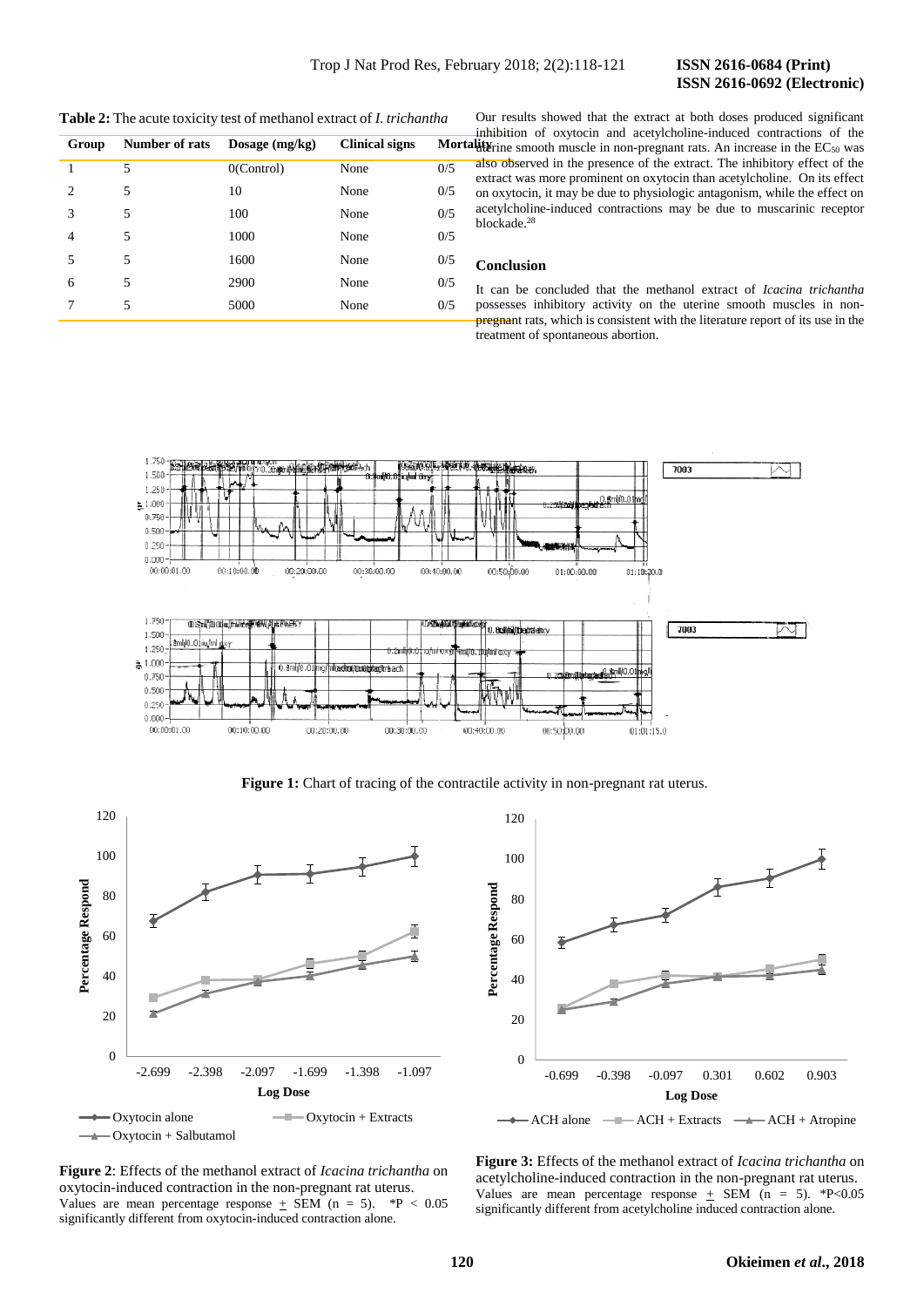**Table 2:** The acute toxicity test of methanol extract of *I. trichantha*

| Group | Number of rats | Dosage (mg/kg) | Clinical signs | Mortality |
|---|---|---|---|---|
| 1 | 5 | 0(Control) | None | 0/5 |
| 2 | 5 | 10 | None | 0/5 |
| 3 | 5 | 100 | None | 0/5 |
| 4 | 5 | 1000 | None | 0/5 |
| 5 | 5 | 1600 | None | 0/5 |
| 6 | 5 | 2900 | None | 0/5 |
| 7 | 5 | 5000 | None | 0/5 |

Our results showed that the extract at both doses produced significant inhibition of oxytocin and acetylcholine-induced contractions of the uterine smooth muscle in non-pregnant rats. An increase in the $EC_{50}$ was also observed in the presence of the extract. The inhibitory effect of the extract was more prominent on oxytocin than acetylcholine. On its effect on oxytocin, it may be due to physiologic antagonism, while the effect on acetylcholine-induced contractions may be due to muscarinic receptor blockade.[28]

## Conclusion

It can be concluded that the methanol extract of *Icacina trichantha* possesses inhibitory activity on the uterine smooth muscles in non-pregnant rats, which is consistent with the literature report of its use in the treatment of spontaneous abortion.

**Figure 1:** Chart of tracing of the contractile activity in non-pregnant rat uterus.

**Figure 2**: Effects of the methanol extract of *Icacina trichantha* on oxytocin-induced contraction in the non-pregnant rat uterus.
Values are mean percentage response ± SEM (n = 5). \*P < 0.05 significantly different from oxytocin-induced contraction alone.

**Figure 3:** Effects of the methanol extract of *Icacina trichantha* on acetylcholine-induced contraction in the non-pregnant rat uterus.
Values are mean percentage response ± SEM (n = 5). \*P<0.05 significantly different from acetylcholine induced contraction alone.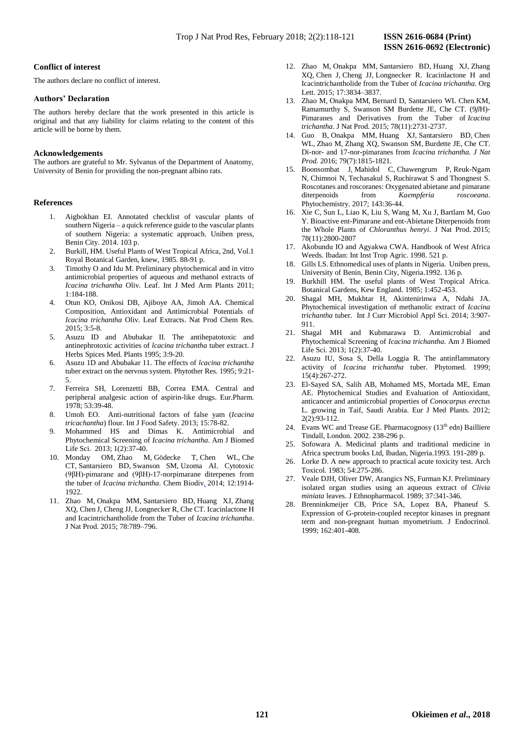### Conflict of interest

The authors declare no conflict of interest.

### Authors' Declaration

The authors hereby declare that the work presented in this article is original and that any liability for claims relating to the content of this article will be borne by them.

### Acknowledgements

The authors are grateful to Mr. Sylvanus of the Department of Anatomy, University of Benin for providing the non-pregnant albino rats.

### References

1. Aigbokhan EI. Annotated checklist of vascular plants of southern Nigeria – a quick reference guide to the vascular plants of southern Nigeria: a systematic approach. Uniben press, Benin City. 2014. 103 p.
2. Burkill, HM. Useful Plants of West Tropical Africa, 2nd, Vol.1 Royal Botanical Garden, knew, 1985. 88-91 p.
3. Timothy O and Idu M. Preliminary phytochemical and in vitro antimicrobial properties of aqueous and methanol extracts of *Icacina trichantha* Oliv. Leaf. Int J Med Arm Plants 2011; 1:184-188.
4. Otun KO, Onikosi DB, Ajiboye AA, Jimoh AA. Chemical Composition, Antioxidant and Antimicrobial Potentials of *Icacina trichantha* Oliv. Leaf Extracts. Nat Prod Chem Res. 2015; 3:5-8.
5. Asuzu ID and Abubakar II. The antihepatotoxic and antinephrotoxic activities of *lcacina trichantha* tuber extract. J Herbs Spices Med. Plants 1995; 3:9-20.
6. Asuzu 1D and Abubakar 11. The effects of *lcacina trichantha* tuber extract on the nervous system. Phytother Res. 1995; 9:21-5.
7. Ferreira SH, Lorenzetti BB, Correa EMA. Central and peripheral analgesic action of aspirin-like drugs. Eur.Pharm. 1978; 53:39-48.
8. Umoh EO. Anti-nutritional factors of false yam (*Icacina tricachantha*) flour. Int J Food Safety. 2013; 15:78-82.
9. Mohammed HS and Dimas K. Antimicrobial and Phytochemical Screening of *Icacina trichantha*. Am J Biomed Life Sci. 2013; 1(2):37-40.
10. Monday OM, Zhao M, Gödecke T, Chen WL, Che CT, Santarsiero BD, Swanson SM, Uzoma AI. Cytotoxic (9βH)-pimarane and (9βH)-17-norpimarane diterpenes from the tuber of *Icacina trichantha*. Chem Biodiv. 2014; 12:1914-1922.
11. Zhao M, Onakpa MM, Santarsiero BD, Huang XJ, Zhang XQ, Chen J, Cheng JJ, Longnecker R, Che CT. Icacinlactone H and Icacintrichantholide from the Tuber of *Icacina trichantha*. J Nat Prod. 2015; 78:789–796.
12. Zhao M, Onakpa MM, Santarsiero BD, Huang XJ, Zhang XQ, Chen J, Cheng JJ, Longnecker R. Icacinlactone H and Icacintrichantholide from the Tuber of *Icacina trichantha.* Org Lett. 2015; 17:3834–3837.
13. Zhao M, Onakpa MM, Bernard D, Santarsiero WL Chen KM, Ramamurthy S, Swanson SM Burdette JE, Che CT. (9*β*H)-Pimaranes and Derivatives from the Tuber of *Icacina trichantha*. J Nat Prod. 2015; 78(11):2731-2737.
14. Guo B, Onakpa MM, Huang XJ, Santarsiero BD, Chen WL, Zhao M, Zhang XQ, Swanson SM, Burdette JE, Che CT. Di-nor- and 17-nor-pimaranes from *Icacina trichantha*. *J Nat Prod.* 2016; 79(7):1815-1821.
15. Boonsombat J, Mahidol C, Chawengrum P, Reuk-Ngam N, Chimnoi N, Techasakul S, Ruchirawat S and Thongnest S. Roscotanes and roscoranes: Oxygenated abietane and pimarane diterpenoids from *Kaempferia roscoeana*. Phytochemistry. 2017; 143:36-44.
16. Xie C, Sun L, Liao K, Liu S, Wang M, Xu J, Bartlam M, Guo Y. Bioactive ent-Pimarane and ent-Abietane Diterpenoids from the Whole Plants of *Chloranthus henryi*. J Nat Prod. 2015; 78(11):2800-2807
17. Akobundu IO and Agyakwa CWA. Handbook of West Africa Weeds. Ibadan: Int Inst Trop Agric. 1998. 521 p.
18. Gills LS. Ethnomedical uses of plants in Nigeria. Uniben press, University of Benin, Benin City, Nigeria.1992. 136 p.
19. Burkhill HM. The useful plants of West Tropical Africa. Botanical Gardens, Kew England. 1985; 1:452-453.
20. Shagal MH, Mukhtar H, Akintenirinwa A, Ndahi JA. Phytochemical investigation of methanolic extract of *Icacina trichantha* tuber. Int J Curr Microbiol Appl Sci. 2014; 3:907-911.
21. Shagal MH and Kubmarawa D. Antimicrobial and Phytochemical Screening of *Icacina trichantha*. Am J Biomed Life Sci. 2013; 1(2):37-40.
22. Asuzu IU, Sosa S, Della Loggia R. The antinflammatory activity of *Icacina trichantha* tuber. Phytomed. 1999; 15(4):267-272.
23. El-Sayed SA, Salih AB, Mohamed MS, Mortada ME, Eman AE. Phytochemical Studies and Evaluation of Antioxidant, anticancer and antimicrobial properties of *Conocarpus erectus* L. growing in Taif, Saudi Arabia. Eur J Med Plants. 2012; 2(2):93-112.
24. Evans WC and Trease GE. Pharmacognosy (13th edn) Bailliere Tindall, London. 2002. 238-296 p.
25. Sofowara A. Medicinal plants and traditional medicine in Africa spectrum books Ltd, Ibadan, Nigeria.1993. 191-289 p.
26. Lorke D. A new approach to practical acute toxicity test. Arch Toxicol. 1983; 54:275-286.
27. Veale DJH, Oliver DW, Arangics NS, Furman KJ. Preliminary isolated organ studies using an aqueous extract of *Clivia miniata* leaves. J Ethnopharmacol. 1989; 37:341-346.
28. Brenninkmeijer CB, Price SA, Lopez BA, Phaneuf S. Expression of G-protein-coupled receptor kinases in pregnant term and non-pregnant human myometrium. J Endocrinol. 1999; 162:401-408.